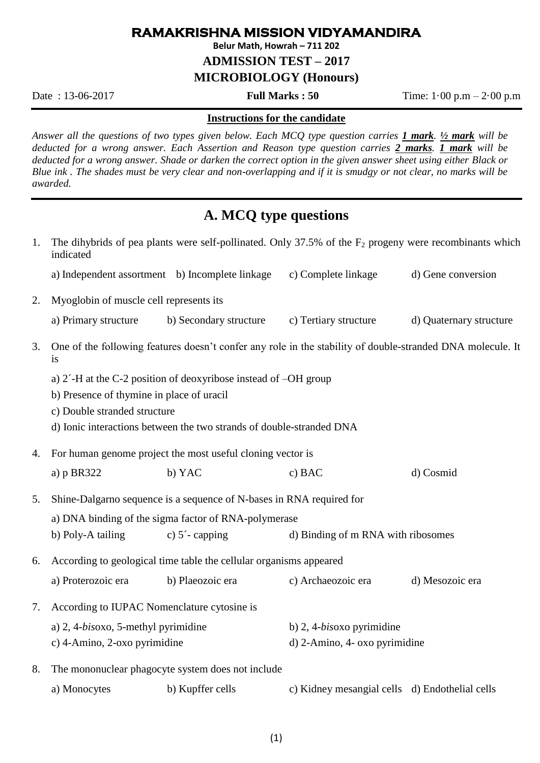# RAMAKRISHNA MISSION VIDYAMANDIRA

**Belur Math, Howrah – 711 202**

**ADMISSION TEST – 2017**

**MICROBIOLOGY (Honours)**

Date : 13-06-2017 **Full Marks : 50** Time: 1·00 p.m – 2·00 p.m

**Instructions for the candidate**

*Answer all the questions of two types given below. Each MCQ type question carries* ***1 mark****.* ***½ mark*** *will be deducted for a wrong answer. Each Assertion and Reason type question carries* ***2 marks****.* ***1 mark*** *will be deducted for a wrong answer. Shade or darken the correct option in the given answer sheet using either Black or Blue ink . The shades must be very clear and non-overlapping and if it is smudgy or not clear, no marks will be awarded.*

## A. MCQ type questions

1. The dihybrids of pea plants were self-pollinated. Only 37.5% of the $F_2$ progeny were recombinants which indicated

   a) Independent assortment b) Incomplete linkage c) Complete linkage d) Gene conversion

2. Myoglobin of muscle cell represents its

   a) Primary structure b) Secondary structure c) Tertiary structure d) Quaternary structure

3. One of the following features doesn't confer any role in the stability of double-stranded DNA molecule. It is

   a) 2´-H at the C-2 position of deoxyribose instead of –OH group
   b) Presence of thymine in place of uracil
   c) Double stranded structure
   d) Ionic interactions between the two strands of double-stranded DNA

4. For human genome project the most useful cloning vector is

   a) p BR322 b) YAC c) BAC d) Cosmid

5. Shine-Dalgarno sequence is a sequence of N-bases in RNA required for

   a) DNA binding of the sigma factor of RNA-polymerase
   b) Poly-A tailing c) 5´- capping d) Binding of m RNA with ribosomes

6. According to geological time table the cellular organisms appeared

   a) Proterozoic era b) Plaeozoic era c) Archaeozoic era d) Mesozoic era

7. According to IUPAC Nomenclature cytosine is

   a) 2, 4-*bis*oxo, 5-methyl pyrimidine b) 2, 4-*bis*oxo pyrimidine
   c) 4-Amino, 2-oxo pyrimidine d) 2-Amino, 4- oxo pyrimidine

8. The mononuclear phagocyte system does not include

   a) Monocytes b) Kupffer cells c) Kidney mesangial cells d) Endothelial cells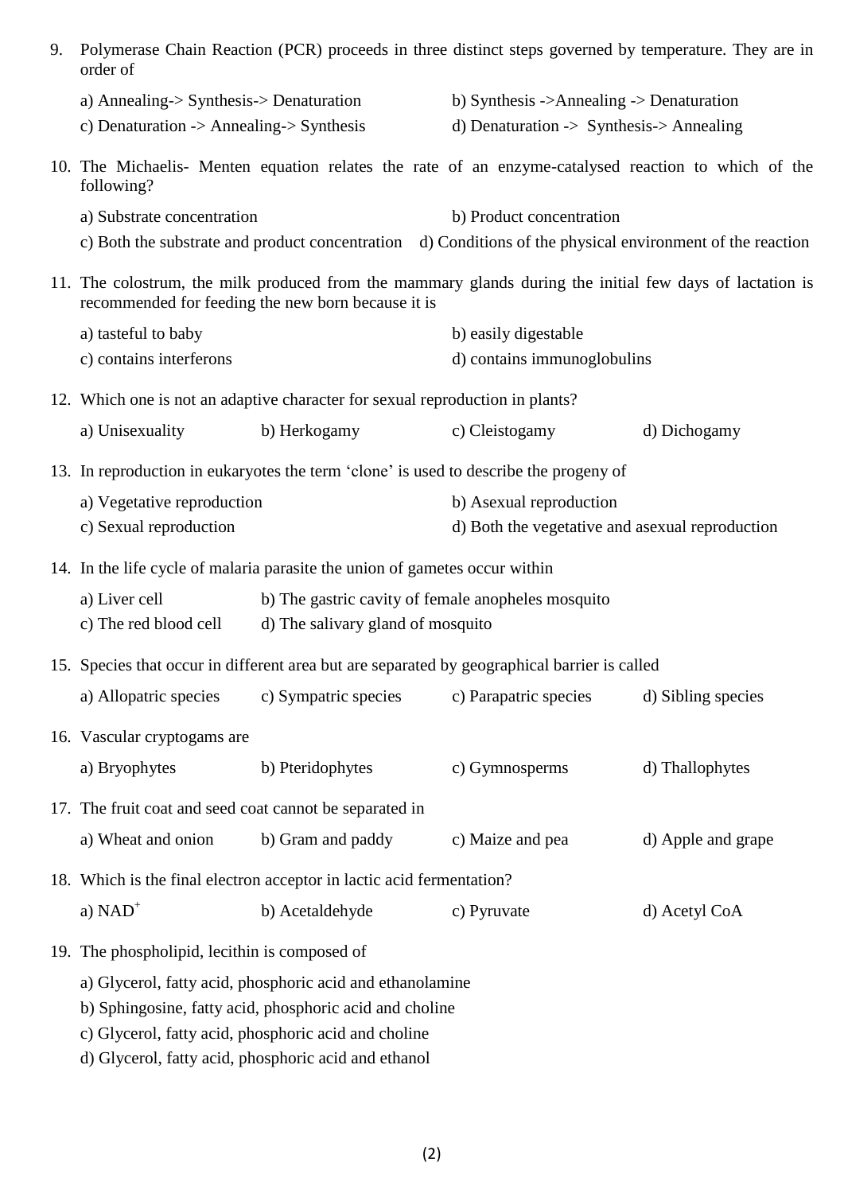9. Polymerase Chain Reaction (PCR) proceeds in three distinct steps governed by temperature. They are in order of

   a) Annealing-> Synthesis-> Denaturation
   b) Synthesis ->Annealing -> Denaturation
   c) Denaturation -> Annealing-> Synthesis
   d) Denaturation -> Synthesis-> Annealing

10. The Michaelis- Menten equation relates the rate of an enzyme-catalysed reaction to which of the following?

    a) Substrate concentration
    b) Product concentration
    c) Both the substrate and product concentration
    d) Conditions of the physical environment of the reaction

11. The colostrum, the milk produced from the mammary glands during the initial few days of lactation is recommended for feeding the new born because it is

    a) tasteful to baby
    b) easily digestable
    c) contains interferons
    d) contains immunoglobulins

12. Which one is not an adaptive character for sexual reproduction in plants?

    a) Unisexuality
    b) Herkogamy
    c) Cleistogamy
    d) Dichogamy

13. In reproduction in eukaryotes the term 'clone' is used to describe the progeny of

    a) Vegetative reproduction
    b) Asexual reproduction
    c) Sexual reproduction
    d) Both the vegetative and asexual reproduction

14. In the life cycle of malaria parasite the union of gametes occur within

    a) Liver cell
    b) The gastric cavity of female anopheles mosquito
    c) The red blood cell
    d) The salivary gland of mosquito

15. Species that occur in different area but are separated by geographical barrier is called

    a) Allopatric species
    c) Sympatric species
    c) Parapatric species
    d) Sibling species

16. Vascular cryptogams are

    a) Bryophytes
    b) Pteridophytes
    c) Gymnosperms
    d) Thallophytes

17. The fruit coat and seed coat cannot be separated in

    a) Wheat and onion
    b) Gram and paddy
    c) Maize and pea
    d) Apple and grape

18. Which is the final electron acceptor in lactic acid fermentation?

    a) $NAD^+$
    b) Acetaldehyde
    c) Pyruvate
    d) Acetyl CoA

19. The phospholipid, lecithin is composed of

    a) Glycerol, fatty acid, phosphoric acid and ethanolamine
    b) Sphingosine, fatty acid, phosphoric acid and choline
    c) Glycerol, fatty acid, phosphoric acid and choline
    d) Glycerol, fatty acid, phosphoric acid and ethanol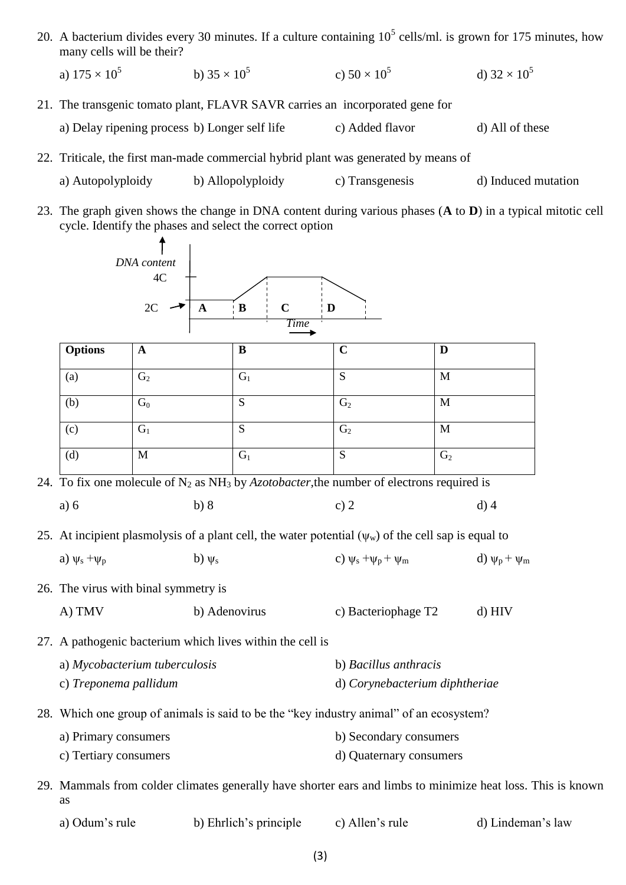20. A bacterium divides every 30 minutes. If a culture containing $10^5$ cells/ml. is grown for 175 minutes, how many cells will be their?

    a) $175 \times 10^5$    b) $35 \times 10^5$    c) $50 \times 10^5$    d) $32 \times 10^5$

21. The transgenic tomato plant, FLAVR SAVR carries an incorporated gene for

    a) Delay ripening process    b) Longer self life    c) Added flavor    d) All of these

22. Triticale, the first man-made commercial hybrid plant was generated by means of

    a) Autopolyploidy    b) Allopolyploidy    c) Transgenesis    d) Induced mutation

23. The graph given shows the change in DNA content during various phases (**A** to **D**) in a typical mitotic cell cycle. Identify the phases and select the correct option

    DNA content (y-axis: 2C, 4C); Time (x-axis); phases A, B, C, D

| Options | A | B | C | D |
|---|---|---|---|---|
| (a) | $G_2$ | $G_1$ | S | M |
| (b) | $G_0$ | S | $G_2$ | M |
| (c) | $G_1$ | S | $G_2$ | M |
| (d) | M | $G_1$ | S | $G_2$ |

24. To fix one molecule of $N_2$ as $NH_3$ by *Azotobacter*, the number of electrons required is

    a) 6    b) 8    c) 2    d) 4

25. At incipient plasmolysis of a plant cell, the water potential ($\psi_w$) of the cell sap is equal to

    a) $\psi_s + \psi_p$    b) $\psi_s$    c) $\psi_s + \psi_p + \psi_m$    d) $\psi_p + \psi_m$

26. The virus with binal symmetry is

    A) TMV    b) Adenovirus    c) Bacteriophage T2    d) HIV

27. A pathogenic bacterium which lives within the cell is

    a) *Mycobacterium tuberculosis*    b) *Bacillus anthracis*
    c) *Treponema pallidum*    d) *Corynebacterium diphtheriae*

28. Which one group of animals is said to be the "key industry animal" of an ecosystem?

    a) Primary consumers    b) Secondary consumers
    c) Tertiary consumers    d) Quaternary consumers

29. Mammals from colder climates generally have shorter ears and limbs to minimize heat loss. This is known as

    a) Odum's rule    b) Ehrlich's principle    c) Allen's rule    d) Lindeman's law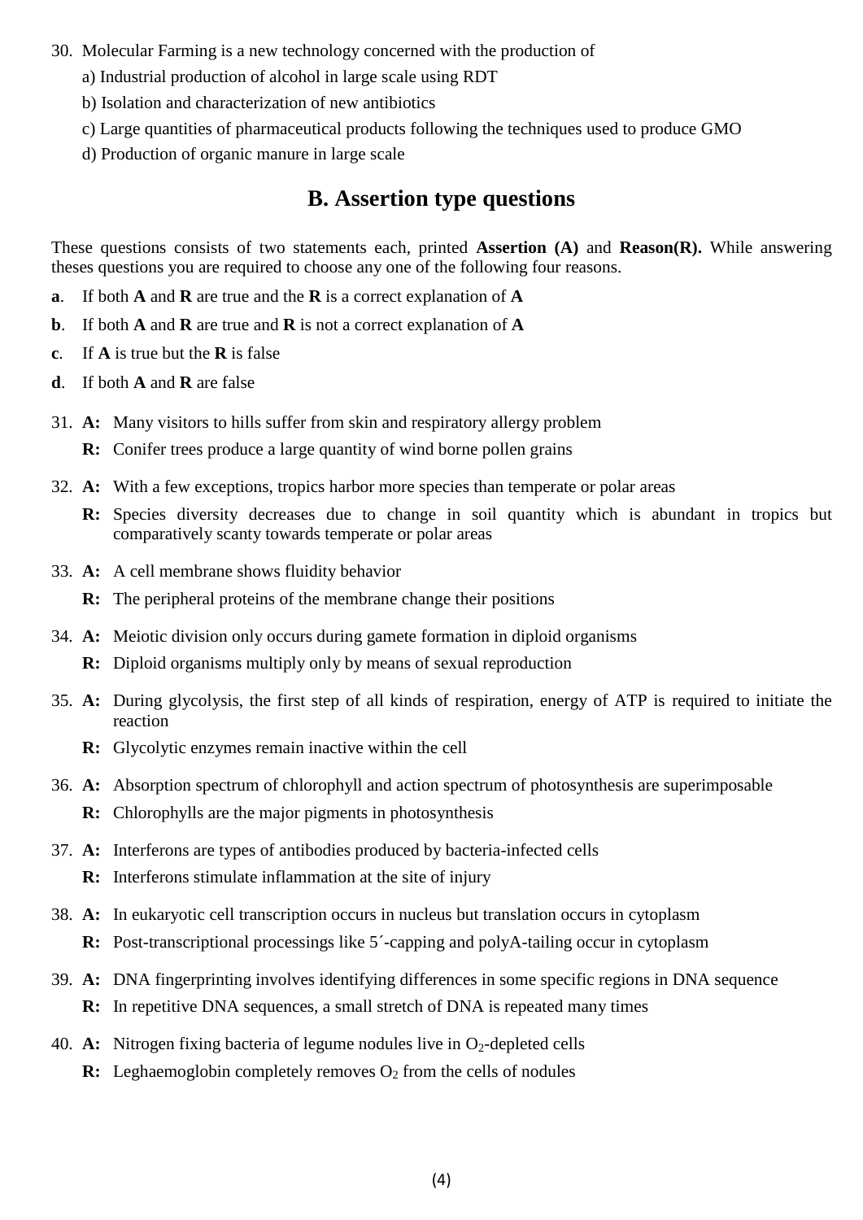30. Molecular Farming is a new technology concerned with the production of
    a) Industrial production of alcohol in large scale using RDT
    b) Isolation and characterization of new antibiotics
    c) Large quantities of pharmaceutical products following the techniques used to produce GMO
    d) Production of organic manure in large scale

## B. Assertion type questions

These questions consists of two statements each, printed **Assertion (A)** and **Reason(R).** While answering theses questions you are required to choose any one of the following four reasons.

**a**. If both **A** and **R** are true and the **R** is a correct explanation of **A**

**b**. If both **A** and **R** are true and **R** is not a correct explanation of **A**

**c**. If **A** is true but the **R** is false

**d**. If both **A** and **R** are false

31. **A:** Many visitors to hills suffer from skin and respiratory allergy problem
    **R:** Conifer trees produce a large quantity of wind borne pollen grains

32. **A:** With a few exceptions, tropics harbor more species than temperate or polar areas
    **R:** Species diversity decreases due to change in soil quantity which is abundant in tropics but comparatively scanty towards temperate or polar areas

33. **A:** A cell membrane shows fluidity behavior
    **R:** The peripheral proteins of the membrane change their positions

34. **A:** Meiotic division only occurs during gamete formation in diploid organisms
    **R:** Diploid organisms multiply only by means of sexual reproduction

35. **A:** During glycolysis, the first step of all kinds of respiration, energy of ATP is required to initiate the reaction
    **R:** Glycolytic enzymes remain inactive within the cell

36. **A:** Absorption spectrum of chlorophyll and action spectrum of photosynthesis are superimposable
    **R:** Chlorophylls are the major pigments in photosynthesis

37. **A:** Interferons are types of antibodies produced by bacteria-infected cells
    **R:** Interferons stimulate inflammation at the site of injury

38. **A:** In eukaryotic cell transcription occurs in nucleus but translation occurs in cytoplasm
    **R:** Post-transcriptional processings like 5´-capping and polyA-tailing occur in cytoplasm

39. **A:** DNA fingerprinting involves identifying differences in some specific regions in DNA sequence
    **R:** In repetitive DNA sequences, a small stretch of DNA is repeated many times

40. **A:** Nitrogen fixing bacteria of legume nodules live in $O_2$-depleted cells
    **R:** Leghaemoglobin completely removes $O_2$ from the cells of nodules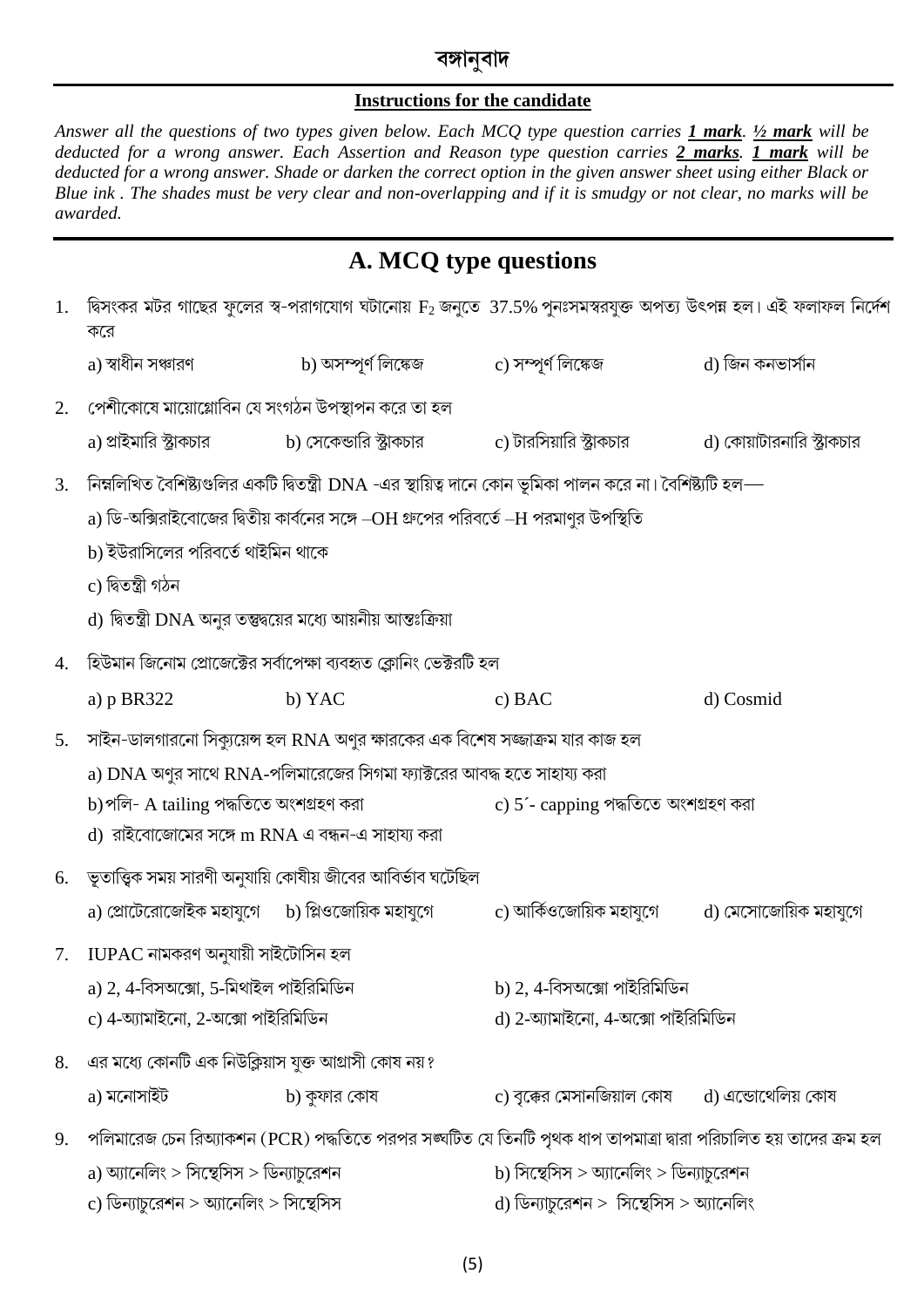# বঙ্গানুবাদ

**Instructions for the candidate**

*Answer all the questions of two types given below. Each MCQ type question carries **1 mark**. **½ mark** will be deducted for a wrong answer. Each Assertion and Reason type question carries **2 marks**. **1 mark** will be deducted for a wrong answer. Shade or darken the correct option in the given answer sheet using either Black or Blue ink . The shades must be very clear and non-overlapping and if it is smudgy or not clear, no marks will be awarded.*

## A. MCQ type questions

1. দ্বিসংকর মটর গাছের ফুলের স্ব-পরাগযোগ ঘটানোয় $F_2$ জনুতে 37.5% পুনঃসমস্বরযুক্ত অপত্য উৎপন্ন হল। এই ফলাফল নির্দেশ করে

   a) স্বাধীন সঞ্চারণ b) অসম্পূর্ণ লিঙ্কেজ c) সম্পূর্ণ লিঙ্কেজ d) জিন কনভার্সান

2. পেশীকোষে মায়োগ্লোবিন যে সংগঠন উপস্থাপন করে তা হল

   a) প্রাইমারি স্ট্রাকচার b) সেকেন্ডারি স্ট্রাকচার c) টারসিয়ারি স্ট্রাকচার d) কোয়াটারনারি স্ট্রাকচার

3. নিম্নলিখিত বৈশিষ্ট্যগুলির একটি দ্বিতন্ত্রী DNA -এর স্থায়িত্ব দানে কোন ভূমিকা পালন করে না। বৈশিষ্ট্যটি হল—

   a) ডি-অক্সিরাইবোজের দ্বিতীয় কার্বনের সঙ্গে –OH গ্রুপের পরিবর্তে –H পরমাণুর উপস্থিতি

   b) ইউরাসিলের পরিবর্তে থাইমিন থাকে

   c) দ্বিতন্ত্রী গঠন

   d) দ্বিতন্ত্রী DNA অনুর তন্তুদ্বয়ের মধ্যে আয়নীয় আন্তঃক্রিয়া

4. হিউমান জিনোম প্রোজেক্টের সর্বাপেক্ষা ব্যবহৃত ক্লোনিং ভেক্টরটি হল

   a) p BR322 b) YAC c) BAC d) Cosmid

5. সাইন-ডালগারনো সিকুয়েন্স হল RNA অণুর ক্ষারকের এক বিশেষ সজ্জাক্রম যার কাজ হল

   a) DNA অণুর সাথে RNA-পলিমারেজের সিগমা ফ্যাক্টরের আবদ্ধ হতে সাহায্য করা

   b) পলি- A tailing পদ্ধতিতে অংশগ্রহণ করা

   c) 5´- capping পদ্ধতিতে অংশগ্রহণ করা

   d) রাইবোজোমের সঙ্গে m RNA এ বন্ধন-এ সাহায্য করা

6. ভূতাত্ত্বিক সময় সারণী অনুযায়ি কোষীয় জীবের আবির্ভাব ঘটেছিল

   a) প্রোটেরোজোইক মহাযুগে b) প্লিওজোয়িক মহাযুগে c) আর্কিওজোয়িক মহাযুগে d) মেসোজোয়িক মহাযুগে

7. IUPAC নামকরণ অনুযায়ী সাইটোসিন হল

   a) 2, 4-বিসঅক্সো, 5-মিথাইল পাইরিমিডিন

   b) 2, 4-বিসঅক্সো পাইরিমিডিন

   c) 4-অ্যামাইনো, 2-অক্সো পাইরিমিডিন

   d) 2-অ্যামাইনো, 4-অক্সো পাইরিমিডিন

8. এর মধ্যে কোনটি এক নিউক্লিয়াস যুক্ত আগ্রাসী কোষ নয়?

   a) মনোসাইট b) কুফার কোষ c) বৃক্কের মেসানজিয়াল কোষ d) এন্ডোথেলিয় কোষ

9. পলিমারেজ চেন রিঅ্যাকশন (PCR) পদ্ধতিতে পরপর সঙ্ঘটিত যে তিনটি পৃথক ধাপ তাপমাত্রা দ্বারা পরিচালিত হয় তাদের ক্রম হল

   a) অ্যানেলিং > সিন্থেসিস > ডিন্যাচুরেশন

   b) সিন্থেসিস > অ্যানেলিং > ডিন্যাচুরেশন

   c) ডিন্যাচুরেশন > অ্যানেলিং > সিন্থেসিস

   d) ডিন্যাচুরেশন > সিন্থেসিস > অ্যানেলিং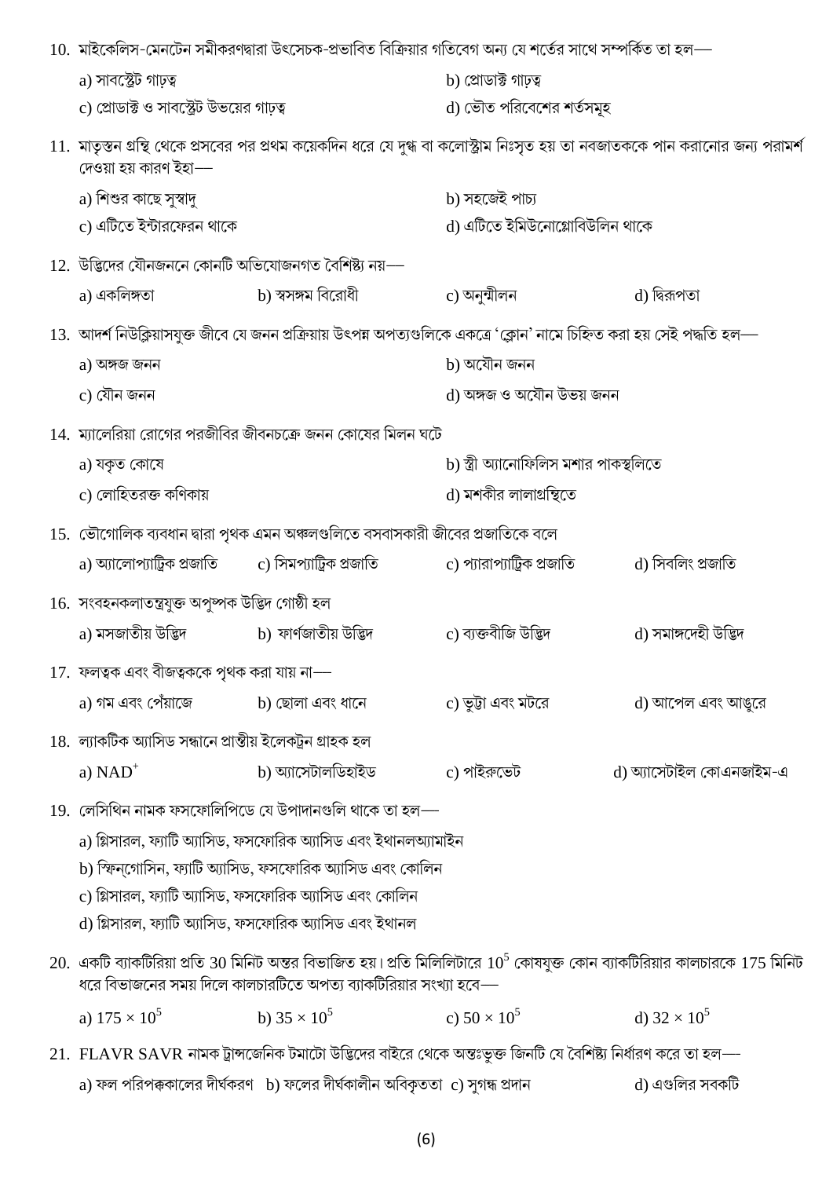10. মাইকেলিস-মেনটেন সমীকরণদ্বারা উৎসেচক-প্রভাবিত বিক্রিয়ার গতিবেগ অন্য যে শর্তের সাথে সম্পর্কিত তা হল—

a) সাবস্ট্রেট গাঢ়ত্ব
b) প্রোডাক্ট গাঢ়ত্ব
c) প্রোডাক্ট ও সাবস্ট্রেট উভয়ের গাঢ়ত্ব
d) ভৌত পরিবেশের শর্তসমূহ

11. মাতৃস্তন গ্রন্থি থেকে প্রসবের পর প্রথম কয়েকদিন ধরে যে দুগ্ধ বা কলোস্ট্রাম নিঃসৃত হয় তা নবজাতককে পান করানোর জন্য পরামর্শ দেওয়া হয় কারণ ইহা—

a) শিশুর কাছে সুস্বাদু
b) সহজেই পাচ্য
c) এটিতে ইন্টারফেরন থাকে
d) এটিতে ইমিউনোগ্লোবিউলিন থাকে

12. উদ্ভিদের যৌনজননে কোনটি অভিযোজনগত বৈশিষ্ট্য নয়—

a) একলিঙ্গতা
b) স্বসঙ্গম বিরোধী
c) অনুন্মীলন
d) দ্বিরূপতা

13. আদর্শ নিউক্লিয়াসযুক্ত জীবে যে জনন প্রক্রিয়ায় উৎপন্ন অপত্যগুলিকে একত্রে 'ক্লোন' নামে চিহ্নিত করা হয় সেই পদ্ধতি হল—

a) অঙ্গজ জনন
b) অযৌন জনন
c) যৌন জনন
d) অঙ্গজ ও অযৌন উভয় জনন

14. ম্যালেরিয়া রোগের পরজীবির জীবনচক্রে জনন কোষের মিলন ঘটে

a) যকৃত কোষে
b) স্ত্রী অ্যানোফিলিস মশার পাকস্থলিতে
c) লোহিতরক্ত কণিকায়
d) মশকীর লালাগ্রন্থিতে

15. ভৌগোলিক ব্যবধান দ্বারা পৃথক এমন অঞ্চলগুলিতে বসবাসকারী জীবের প্রজাতিকে বলে

a) অ্যালোপ্যাট্রিক প্রজাতি
b) সিমপ্যাট্রিক প্রজাতি
c) প্যারাপ্যাট্রিক প্রজাতি
d) সিবলিং প্রজাতি

16. সংবহনকলাতন্ত্রযুক্ত অপুষ্পক উদ্ভিদ গোষ্ঠী হল

a) মসজাতীয় উদ্ভিদ
b) ফার্ণজাতীয় উদ্ভিদ
c) ব্যক্তবীজি উদ্ভিদ
d) সমাঙ্গদেহী উদ্ভিদ

17. ফলত্বক এবং বীজত্বককে পৃথক করা যায় না—

a) গম এবং পেঁয়াজে
b) ছোলা এবং ধানে
c) ভুট্টা এবং মটরে
d) আপেল এবং আঙুরে

18. ল্যাকটিক অ্যাসিড সন্ধানে প্রান্তীয় ইলেকট্রন গ্রাহক হল

a) $NAD^+$
b) অ্যাসেটালডিহাইড
c) পাইরুভেট
d) অ্যাসেটাইল কোএনজাইম-এ

19. লেসিথিন নামক ফসফোলিপিডে যে উপাদানগুলি থাকে তা হল—

a) গ্লিসারল, ফ্যাটি অ্যাসিড, ফসফোরিক অ্যাসিড এবং ইথানলঅ্যামাইন
b) স্ফিন্‌গোসিন, ফ্যাটি অ্যাসিড, ফসফোরিক অ্যাসিড এবং কোলিন
c) গ্লিসারল, ফ্যাটি অ্যাসিড, ফসফোরিক অ্যাসিড এবং কোলিন
d) গ্লিসারল, ফ্যাটি অ্যাসিড, ফসফোরিক অ্যাসিড এবং ইথানল

20. একটি ব্যাকটিরিয়া প্রতি 30 মিনিট অন্তর বিভাজিত হয়। প্রতি মিলিলিটারে $10^5$ কোষযুক্ত কোন ব্যাকটিরিয়ার কালচারকে 175 মিনিট ধরে বিভাজনের সময় দিলে কালচারটিতে অপত্য ব্যাকটিরিয়ার সংখ্যা হবে—

a) $175 \times 10^5$
b) $35 \times 10^5$
c) $50 \times 10^5$
d) $32 \times 10^5$

21. FLAVR SAVR নামক ট্রান্সজেনিক টমাটো উদ্ভিদের বাইরে থেকে অন্তঃভুক্ত জিনটি যে বৈশিষ্ট্য নির্ধারণ করে তা হল—

a) ফল পরিপক্ককালের দীর্ঘকরণ
b) ফলের দীর্ঘকালীন অবিকৃততা
c) সুগন্ধ প্রদান
d) এগুলির সবকটি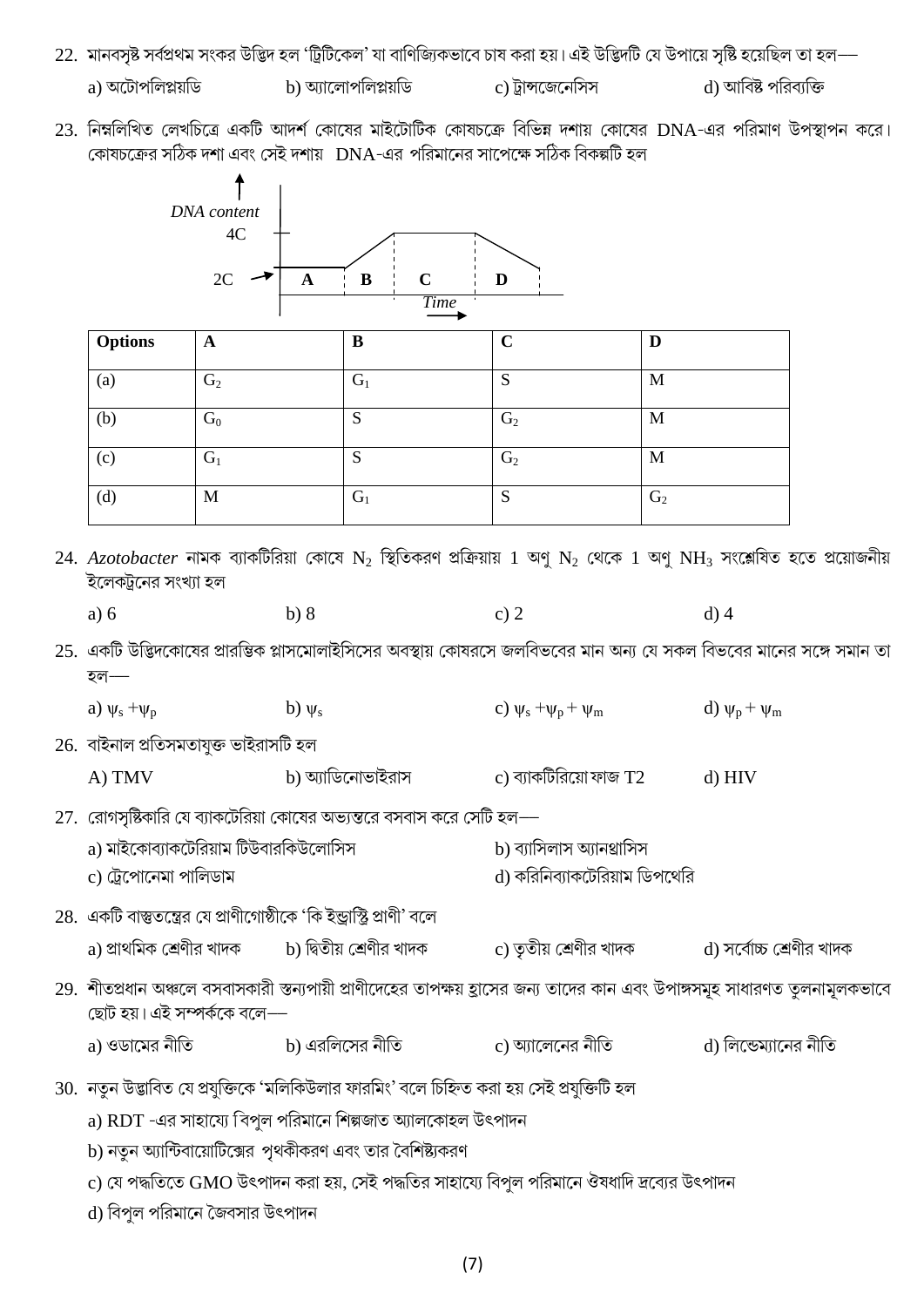22. মানবসৃষ্ট সর্বপ্রথম সংকর উদ্ভিদ হল 'ট্রিটিকেল' যা বাণিজ্যিকভাবে চাষ করা হয়। এই উদ্ভিদটি যে উপায়ে সৃষ্টি হয়েছিল তা হল—

a) অটোপলিপ্লয়ডি  b) অ্যালোপলিপ্লয়ডি  c) ট্রান্সজেনেসিস  d) আবিষ্ট পরিব্যক্তি

23. নিম্নলিখিত লেখচিত্রে একটি আদর্শ কোষের মাইটোটিক কোষচক্রে বিভিন্ন দশায় কোষের DNA-এর পরিমাণ উপস্থাপন করে। কোষচক্রের সঠিক দশা এবং সেই দশায় DNA-এর পরিমানের সাপেক্ষে সঠিক বিকল্পটি হল

DNA content: 4C, 2C — A, B, C, D — Time

| Options | A | B | C | D |
|---|---|---|---|---|
| (a) | $G_2$ | $G_1$ | S | M |
| (b) | $G_0$ | S | $G_2$ | M |
| (c) | $G_1$ | S | $G_2$ | M |
| (d) | M | $G_1$ | S | $G_2$ |

24. *Azotobacter* নামক ব্যাকটিরিয়া কোষে $N_2$ স্থিতিকরণ প্রক্রিয়ায় 1 অণু $N_2$ থেকে 1 অণু $NH_3$ সংশ্লেষিত হতে প্রয়োজনীয় ইলেকট্রনের সংখ্যা হল

a) 6  b) 8  c) 2  d) 4

25. একটি উদ্ভিদকোষের প্রারম্ভিক প্লাসমোলাইসিসের অবস্থায় কোষরসে জলবিভবের মান অন্য যে সকল বিভবের মানের সঙ্গে সমান তা হল—

a) $\psi_s + \psi_p$  b) $\psi_s$  c) $\psi_s + \psi_p + \psi_m$  d) $\psi_p + \psi_m$

26. বাইনাল প্রতিসমতাযুক্ত ভাইরাসটি হল

A) TMV  b) অ্যাডিনোভাইরাস  c) ব্যাকটিরিয়োফাজ T2  d) HIV

27. রোগসৃষ্টিকারি যে ব্যাকটেরিয়া কোষের অভ্যন্তরে বসবাস করে সেটি হল—

a) মাইকোব্যাকটেরিয়াম টিউবারকিউলোসিস  b) ব্যাসিলাস অ্যানথ্রাসিস
c) ট্রেপোনেমা পালিডাম  d) করিনিব্যাকটেরিয়াম ডিপথেরি

28. একটি বাস্তুতন্ত্রের যে প্রাণীগোষ্ঠীকে 'কি ইন্ড্রাস্ট্রি প্রাণী' বলে

a) প্রাথমিক শ্রেণীর খাদক  b) দ্বিতীয় শ্রেণীর খাদক  c) তৃতীয় শ্রেণীর খাদক  d) সর্বোচ্চ শ্রেণীর খাদক

29. শীতপ্রধান অঞ্চলে বসবাসকারী স্তন্যপায়ী প্রাণীদেহের তাপক্ষয় হ্রাসের জন্য তাদের কান এবং উপাঙ্গসমূহ সাধারণত তুলনামূলকভাবে ছোট হয়। এই সম্পর্ককে বলে—

a) ওডামের নীতি  b) এরলিসের নীতি  c) অ্যালেনের নীতি  d) লিন্ডেম্যানের নীতি

30. নতুন উদ্ভাবিত যে প্রযুক্তিকে 'মলিকিউলার ফারমিং' বলে চিহ্নিত করা হয় সেই প্রযুক্তিটি হল

a) RDT -এর সাহায্যে বিপুল পরিমানে শিল্পজাত অ্যালকোহল উৎপাদন

b) নতুন অ্যান্টিবায়োটিক্সের পৃথকীকরণ এবং তার বৈশিষ্ট্যিকরণ

c) যে পদ্ধতিতে GMO উৎপাদন করা হয়, সেই পদ্ধতির সাহায্যে বিপুল পরিমানে ঔষধাদি দ্রব্যের উৎপাদন

d) বিপুল পরিমানে জৈবসার উৎপাদন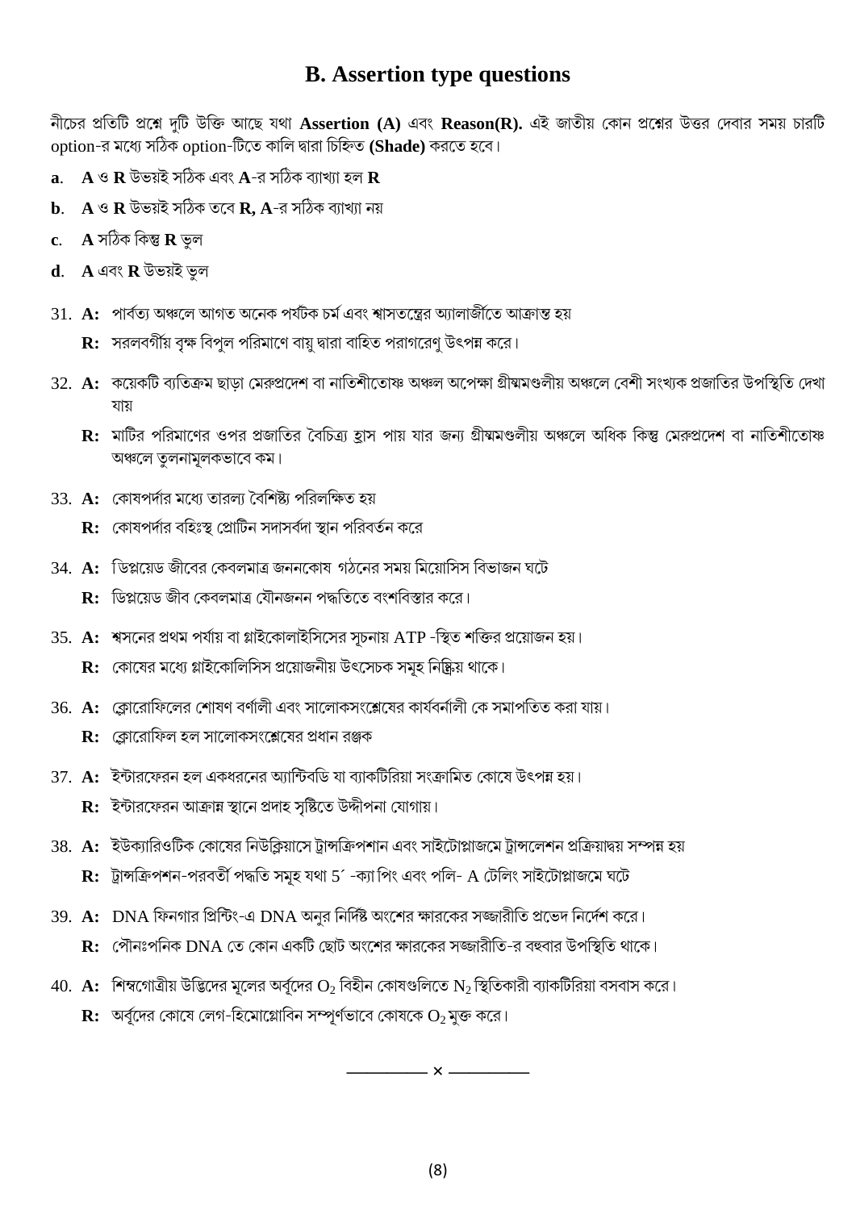## B. Assertion type questions

নীচের প্রতিটি প্রশ্নে দুটি উক্তি আছে যথা **Assertion (A)** এবং **Reason(R).** এই জাতীয় কোন প্রশ্নের উত্তর দেবার সময় চারটি option-র মধ্যে সঠিক option-টিতে কালি দ্বারা চিহ্নিত **(Shade)** করতে হবে।

**a**. **A** ও **R** উভয়ই সঠিক এবং **A**-র সঠিক ব্যাখ্যা হল **R**

**b**. **A** ও **R** উভয়ই সঠিক তবে **R, A**-র সঠিক ব্যাখ্যা নয়

**c**. **A** সঠিক কিন্তু **R** ভুল

**d**. **A** এবং **R** উভয়ই ভুল

31. **A:** পার্বত্য অঞ্চলে আগত অনেক পর্যটক চর্ম এবং শ্বাসতন্ত্রের অ্যালার্জীতে আক্রান্ত হয়

    **R:** সরলবর্গীয় বৃক্ষ বিপুল পরিমাণে বায়ু দ্বারা বাহিত পরাগরেণু উৎপন্ন করে।

32. **A:** কয়েকটি ব্যতিক্রম ছাড়া মেরুপ্রদেশ বা নাতিশীতোষ্ণ অঞ্চল অপেক্ষা গ্রীষ্মমণ্ডলীয় অঞ্চলে বেশী সংখ্যক প্রজাতির উপস্থিতি দেখা যায়

    **R:** মাটির পরিমাণের ওপর প্রজাতির বৈচিত্র্য হ্রাস পায় যার জন্য গ্রীষ্মমণ্ডলীয় অঞ্চলে অধিক কিন্তু মেরুপ্রদেশ বা নাতিশীতোষ্ণ অঞ্চলে তুলনামূলকভাবে কম।

33. **A:** কোষপর্দার মধ্যে তারল্য বৈশিষ্ট্য পরিলক্ষিত হয়

    **R:** কোষপর্দার বহিঃস্থ প্রোটিন সদাসর্বদা স্থান পরিবর্তন করে

34. **A:** ডিপ্লয়েড জীবের কেবলমাত্র জননকোষ গঠনের সময় মিয়োসিস বিভাজন ঘটে

    **R:** ডিপ্লয়েড জীব কেবলমাত্র যৌনজনন পদ্ধতিতে বংশবিস্তার করে।

35. **A:** শ্বসনের প্রথম পর্যায় বা গ্লাইকোলাইসিসের সূচনায় ATP -স্থিত শক্তির প্রয়োজন হয়।

    **R:** কোষের মধ্যে গ্লাইকোলিসিস প্রয়োজনীয় উৎসেচক সমূহ নিষ্ক্রিয় থাকে।

36. **A:** ক্লোরোফিলের শোষণ বর্ণালী এবং সালোকসংশ্লেষের কার্যবর্নালী কে সমাপতিত করা যায়।

    **R:** ক্লোরোফিল হল সালোকসংশ্লেষের প্রধান রঞ্জক

37. **A:** ইন্টারফেরন হল একধরনের অ্যান্টিবডি যা ব্যাকটিরিয়া সংক্রামিত কোষে উৎপন্ন হয়।

    **R:** ইন্টারফেরন আক্রান্ন স্থানে প্রদাহ সৃষ্টিতে উদ্দীপনা যোগায়।

38. **A:** ইউক্যারিওটিক কোষের নিউক্লিয়াসে ট্রান্সক্রিপশান এবং সাইটোপ্লাজমে ট্রান্সলেশন প্রক্রিয়াদ্বয় সম্পন্ন হয়

    **R:** ট্রান্সক্রিপশন-পরবর্তী পদ্ধতি সমূহ যথা 5´ -ক্যা পিং এবং পলি- A টেলিং সাইটোপ্লাজমে ঘটে

39. **A:** DNA ফিনগার প্রিন্টিং-এ DNA অনুর নির্দিষ্ট অংশের স্কারকের সজ্জারীতি প্রভেদ নির্দেশ করে।

    **R:** পৌনঃপনিক DNA তে কোন একটি ছোট অংশের স্কারকের সজ্জারীতি-র বহুবার উপস্থিতি থাকে।

40. **A:** শিম্বগোত্রীয় উদ্ভিদের মূলের অর্বুদের $O_2$ বিহীন কোষগুলিতে $N_2$ স্থিতিকারী ব্যাকটিরিয়া বসবাস করে।

    **R:** অর্বুদের কোষে লেগ-হিমোগ্লোবিন সম্পূর্ণভাবে কোষকে $O_2$ মুক্ত করে।

—————— × ——————